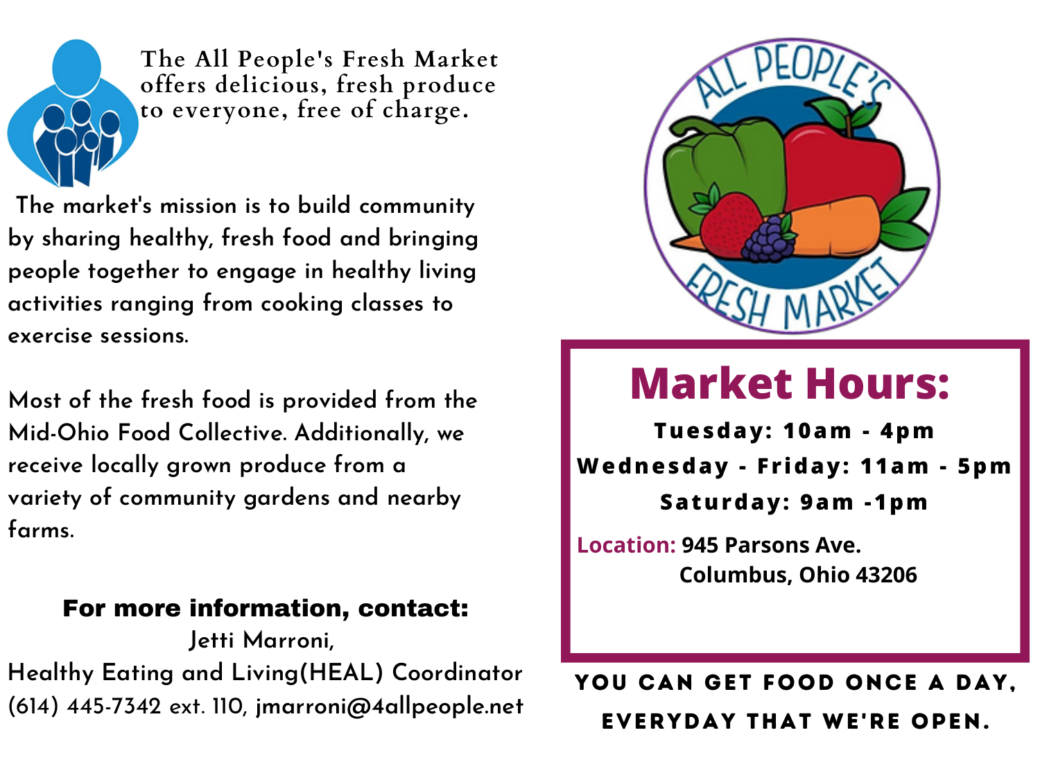The All People's Fresh Market offers delicious, fresh produce to everyone, free of charge.

The market's mission is to build community by sharing healthy, fresh food and bringing people together to engage in healthy living activities ranging from cooking classes to exercise sessions.

Most of the fresh food is provided from the Mid-Ohio Food Collective. Additionally, we receive locally grown produce from a variety of community gardens and nearby farms.

**For more information, contact:**
Jetti Marroni,
Healthy Eating and Living(HEAL) Coordinator
(614) 445-7342 ext. 110, jmarroni@4allpeople.net

ALL PEOPLE'S FRESH MARKET

# Market Hours:

**Tuesday: 10am - 4pm**

**Wednesday - Friday: 11am - 5pm**

**Saturday: 9am -1pm**

**Location:** 945 Parsons Ave.
Columbus, Ohio 43206

**YOU CAN GET FOOD ONCE A DAY, EVERYDAY THAT WE'RE OPEN.**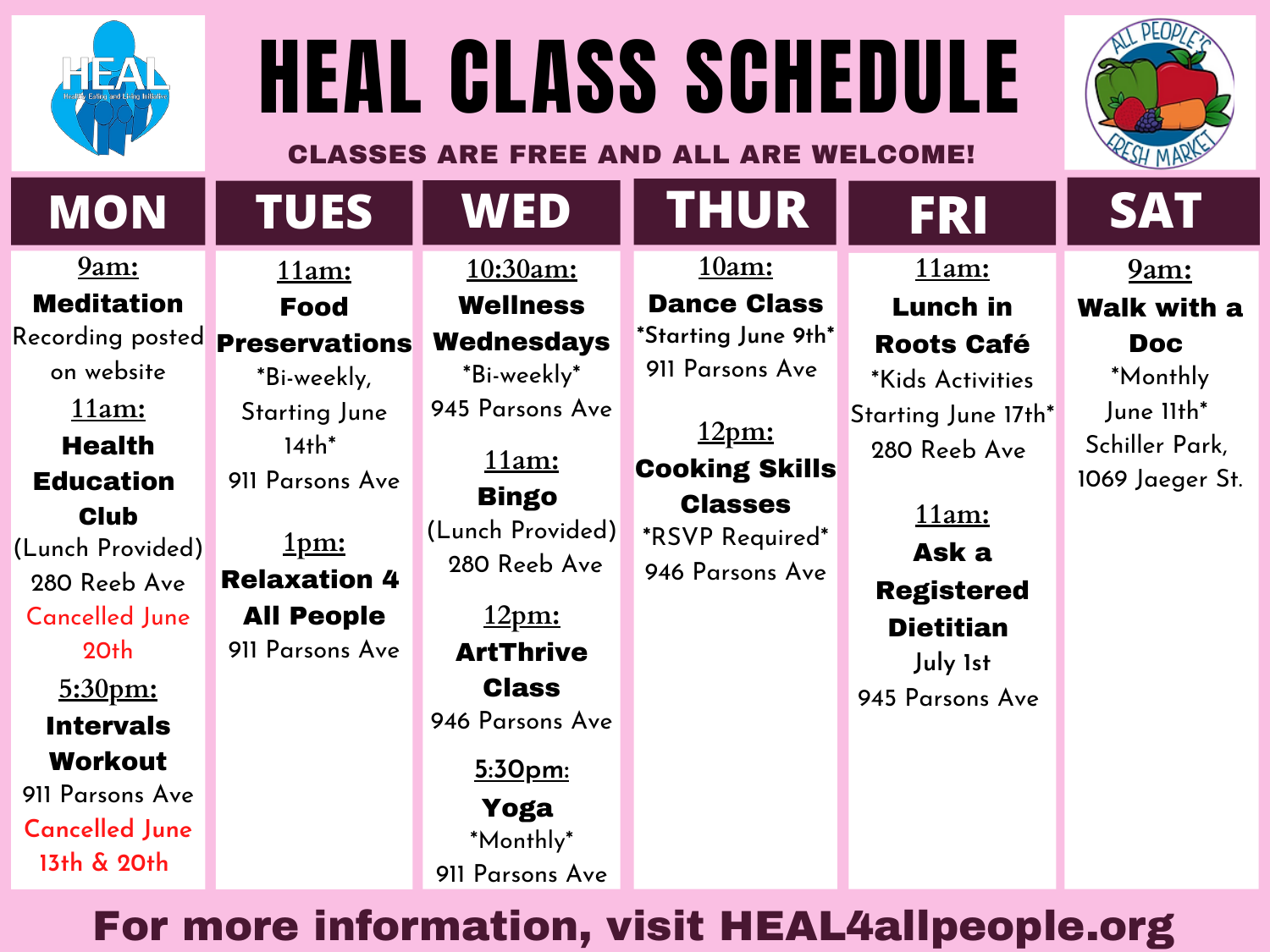# HEAL CLASS SCHEDULE

**CLASSES ARE FREE AND ALL ARE WELCOME!**

## MON

**9am:**
**Meditation**
Recording posted on website

**11am:**
**Health Education Club**
(Lunch Provided)
280 Reeb Ave
Cancelled June 20th

**5:30pm:**
**Intervals Workout**
911 Parsons Ave
Cancelled June 13th & 20th

## TUES

**11am:**
**Food Preservations**
*Bi-weekly, Starting June 14th*
911 Parsons Ave

**1pm:**
**Relaxation 4 All People**
911 Parsons Ave

## WED

**10:30am:**
**Wellness Wednesdays**
*Bi-weekly*
945 Parsons Ave

**11am:**
**Bingo**
(Lunch Provided)
280 Reeb Ave

**12pm:**
**ArtThrive Class**
946 Parsons Ave

**5:30pm:**
**Yoga**
*Monthly*
911 Parsons Ave

## THUR

**10am:**
**Dance Class**
*Starting June 9th*
911 Parsons Ave

**12pm:**
**Cooking Skills Classes**
*RSVP Required*
946 Parsons Ave

## FRI

**11am:**
**Lunch in Roots Café**
*Kids Activities Starting June 17th*
280 Reeb Ave

**11am:**
**Ask a Registered Dietitian**
July 1st
945 Parsons Ave

## SAT

**9am:**
**Walk with a Doc**
*Monthly June 11th*
Schiller Park, 1069 Jaeger St.

**For more information, visit HEAL4allpeople.org**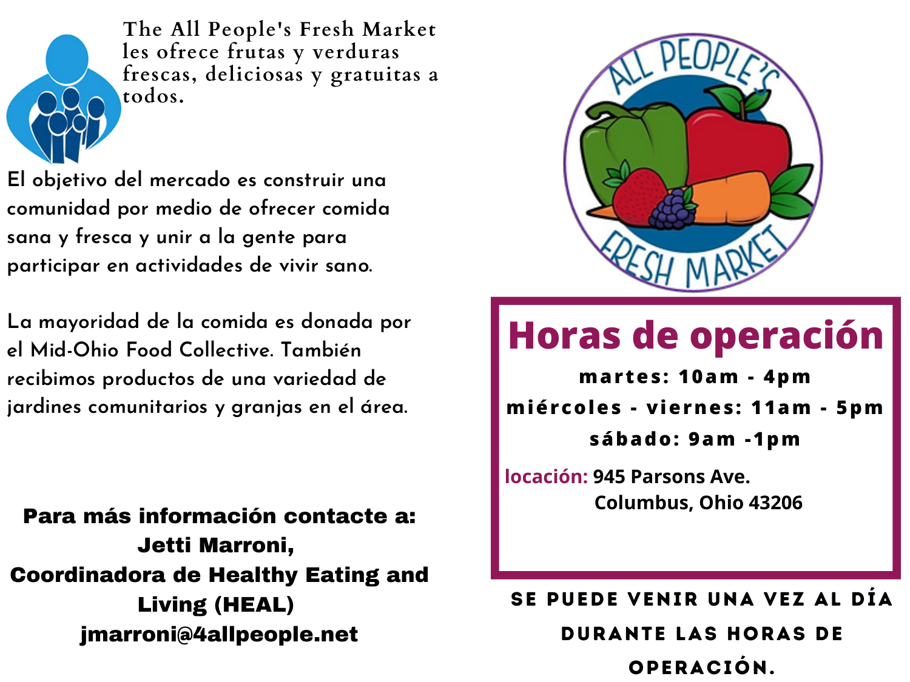The All People's Fresh Market les ofrece frutas y verduras frescas, deliciosas y gratuitas a todos.

El objetivo del mercado es construir una comunidad por medio de ofrecer comida sana y fresca y unir a la gente para participar en actividades de vivir sano.

La mayoridad de la comida es donada por el Mid-Ohio Food Collective. También recibimos productos de una variedad de jardines comunitarios y granjas en el área.

**Para más información contacte a:**
**Jetti Marroni,**
**Coordinadora de Healthy Eating and Living (HEAL)**
**jmarroni@4allpeople.net**

ALL PEOPLE'S FRESH MARKET

## Horas de operación

**martes: 10am - 4pm**

**miércoles - viernes: 11am - 5pm**

**sábado: 9am -1pm**

locación: 945 Parsons Ave.
Columbus, Ohio 43206

**SE PUEDE VENIR UNA VEZ AL DÍA DURANTE LAS HORAS DE OPERACIÓN.**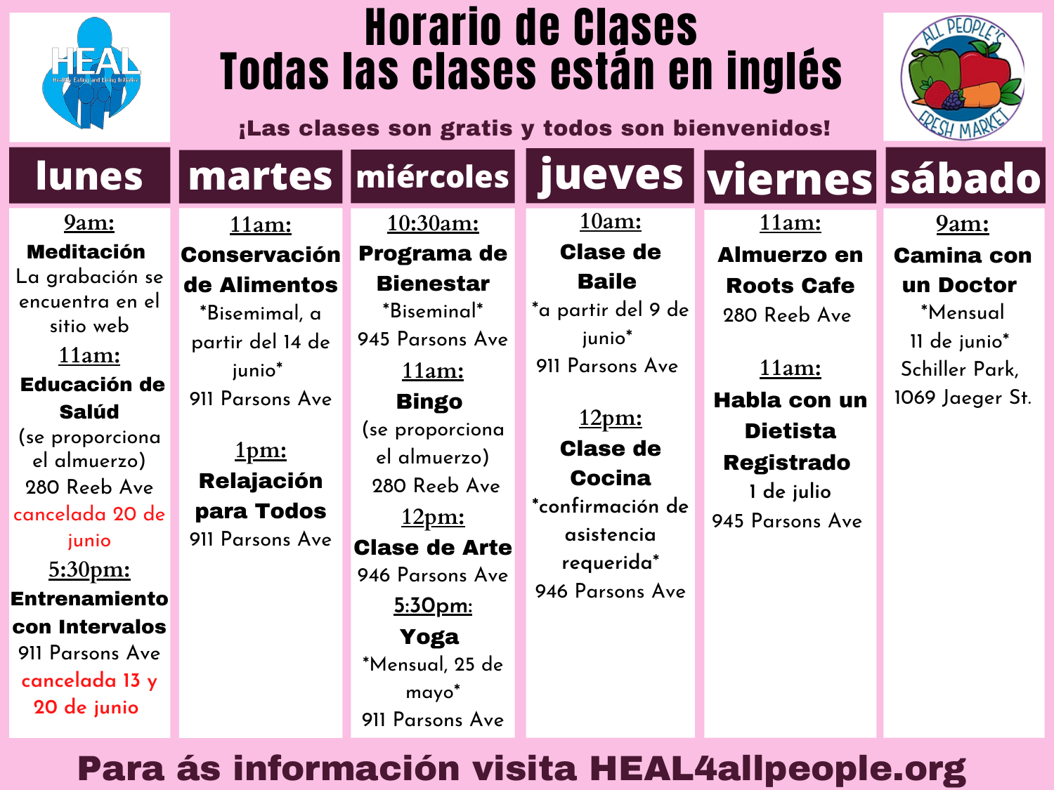# Horario de Clases

# Todas las clases están en inglés

**¡Las clases son gratis y todos son bienvenidos!**

| lunes | martes | miércoles | jueves | viernes | sábado |
|---|---|---|---|---|---|
| **9am:** **Meditación** La grabación se encuentra en el sitio web<br>**11am:** **Educación de Salúd** (se proporciona el almuerzo) 280 Reeb Ave cancelada 20 de junio<br>**5:30pm:** **Entrenamiento con Intervalos** 911 Parsons Ave cancelada 13 y 20 de junio | **11am:** **Conservación de Alimentos** *Bisemimal, a partir del 14 de junio* 911 Parsons Ave<br>**1pm:** **Relajación para Todos** 911 Parsons Ave | **10:30am:** **Programa de Bienestar** *Bisemimal* 945 Parsons Ave<br>**11am:** **Bingo** (se proporciona el almuerzo) 280 Reeb Ave<br>**12pm:** **Clase de Arte** 946 Parsons Ave<br>**5:30pm:** **Yoga** *Mensual, 25 de mayo* 911 Parsons Ave | **10am:** **Clase de Baile** *a partir del 9 de junio* 911 Parsons Ave<br>**12pm:** **Clase de Cocina** *confirmación de asistencia requerida* 946 Parsons Ave | **11am:** **Almuerzo en Roots Cafe** 280 Reeb Ave<br>**11am:** **Habla con un Dietista Registrado** 1 de julio 945 Parsons Ave | **9am:** **Camina con un Doctor** *Mensual 11 de junio* Schiller Park, 1069 Jaeger St. |

**Para ás información visita HEAL4allpeople.org**